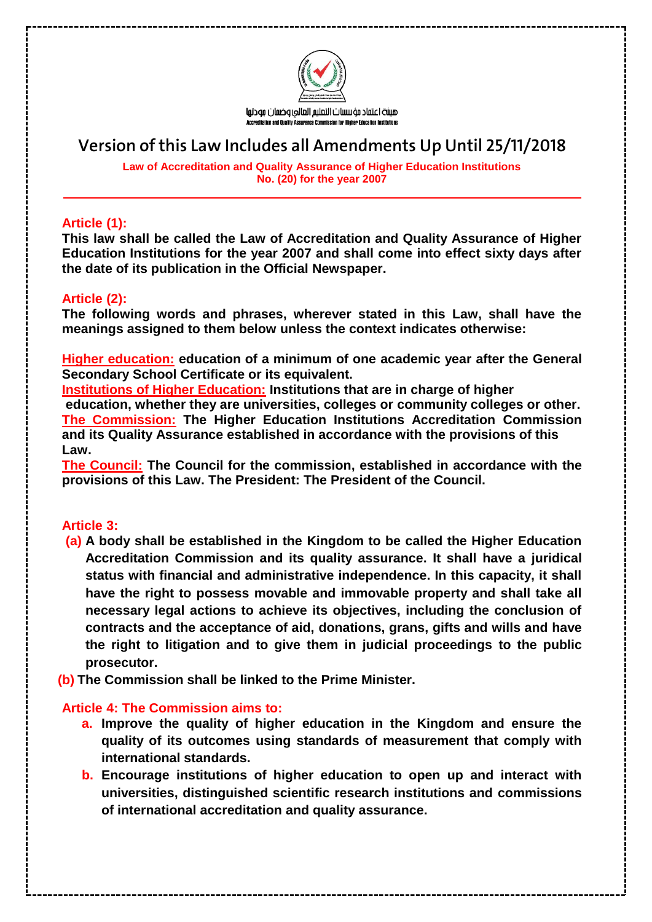هيئة اعتماد مؤسسات التعليم العالي وضمان جودتها
Accreditation and Quality Assurance Commission for Higher Education Institutions

# Version of this Law Includes all Amendments Up Until 25/11/2018

**Law of Accreditation and Quality Assurance of Higher Education Institutions No. (20) for the year 2007**

### Article (1):

**This law shall be called the Law of Accreditation and Quality Assurance of Higher Education Institutions for the year 2007 and shall come into effect sixty days after the date of its publication in the Official Newspaper.**

### Article (2):

**The following words and phrases, wherever stated in this Law, shall have the meanings assigned to them below unless the context indicates otherwise:**

**Higher education:** **education of a minimum of one academic year after the General Secondary School Certificate or its equivalent.**

**Institutions of Higher Education:** **Institutions that are in charge of higher education, whether they are universities, colleges or community colleges or other.**

**The Commission:** **The Higher Education Institutions Accreditation Commission and its Quality Assurance established in accordance with the provisions of this Law.**

**The Council:** **The Council for the commission, established in accordance with the provisions of this Law. The President: The President of the Council.**

### Article 3:

**(a)** **A body shall be established in the Kingdom to be called the Higher Education Accreditation Commission and its quality assurance. It shall have a juridical status with financial and administrative independence. In this capacity, it shall have the right to possess movable and immovable property and shall take all necessary legal actions to achieve its objectives, including the conclusion of contracts and the acceptance of aid, donations, grans, gifts and wills and have the right to litigation and to give them in judicial proceedings to the public prosecutor.**

**(b)** **The Commission shall be linked to the Prime Minister.**

### Article 4: The Commission aims to:

a. **Improve the quality of higher education in the Kingdom and ensure the quality of its outcomes using standards of measurement that comply with international standards.**
b. **Encourage institutions of higher education to open up and interact with universities, distinguished scientific research institutions and commissions of international accreditation and quality assurance.**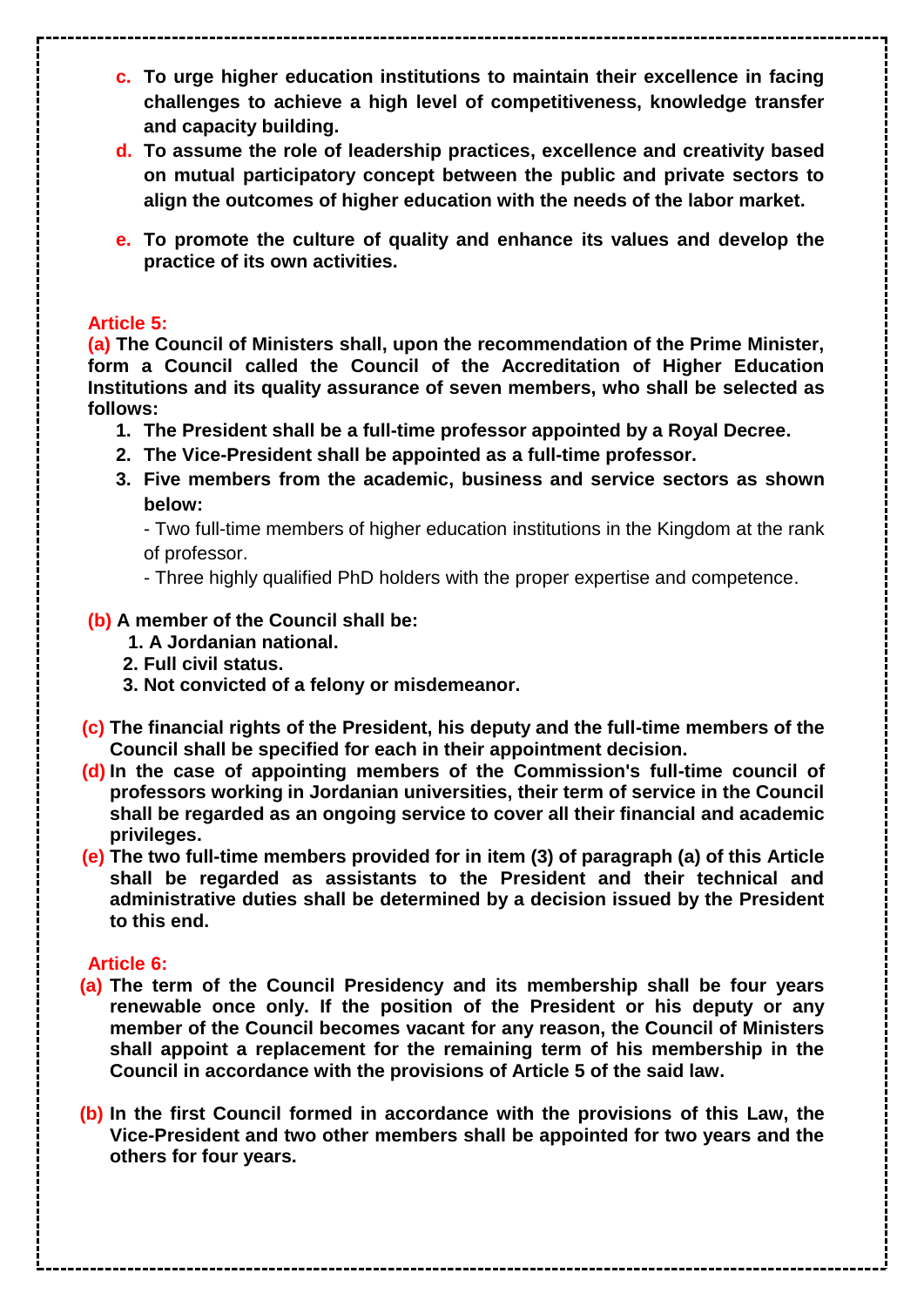c. **To urge higher education institutions to maintain their excellence in facing challenges to achieve a high level of competitiveness, knowledge transfer and capacity building.**

d. **To assume the role of leadership practices, excellence and creativity based on mutual participatory concept between the public and private sectors to align the outcomes of higher education with the needs of the labor market.**

e. **To promote the culture of quality and enhance its values and develop the practice of its own activities.**

## Article 5:

**(a) The Council of Ministers shall, upon the recommendation of the Prime Minister, form a Council called the Council of the Accreditation of Higher Education Institutions and its quality assurance of seven members, who shall be selected as follows:**

1. **The President shall be a full-time professor appointed by a Royal Decree.**
2. **The Vice-President shall be appointed as a full-time professor.**
3. **Five members from the academic, business and service sectors as shown below:**

   - Two full-time members of higher education institutions in the Kingdom at the rank of professor.
   - Three highly qualified PhD holders with the proper expertise and competence.

**(b) A member of the Council shall be:**

1. **A Jordanian national.**
2. **Full civil status.**
3. **Not convicted of a felony or misdemeanor.**

**(c) The financial rights of the President, his deputy and the full-time members of the Council shall be specified for each in their appointment decision.**

**(d) In the case of appointing members of the Commission's full-time council of professors working in Jordanian universities, their term of service in the Council shall be regarded as an ongoing service to cover all their financial and academic privileges.**

**(e) The two full-time members provided for in item (3) of paragraph (a) of this Article shall be regarded as assistants to the President and their technical and administrative duties shall be determined by a decision issued by the President to this end.**

## Article 6:

**(a) The term of the Council Presidency and its membership shall be four years renewable once only. If the position of the President or his deputy or any member of the Council becomes vacant for any reason, the Council of Ministers shall appoint a replacement for the remaining term of his membership in the Council in accordance with the provisions of Article 5 of the said law.**

**(b) In the first Council formed in accordance with the provisions of this Law, the Vice-President and two other members shall be appointed for two years and the others for four years.**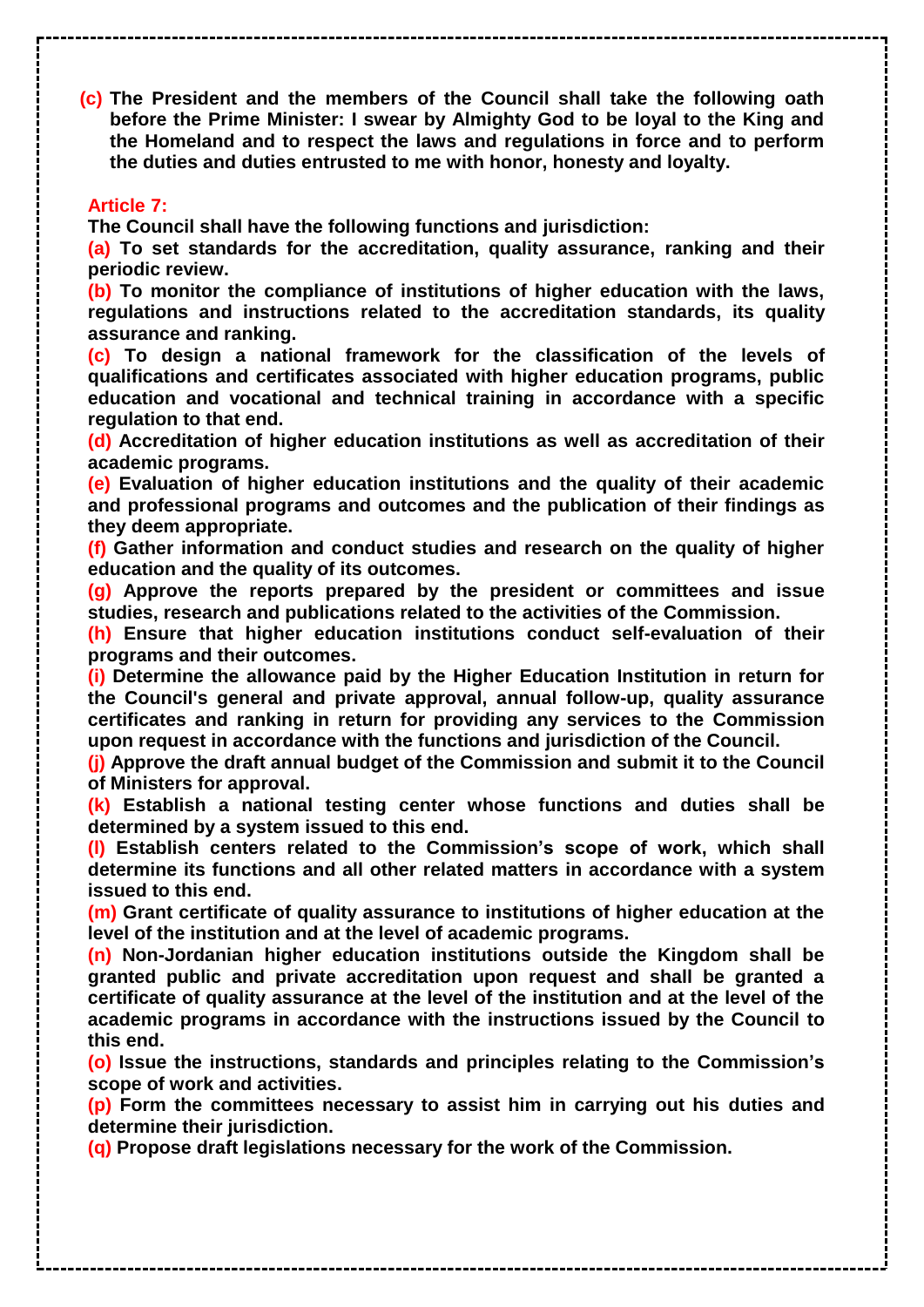**(c) The President and the members of the Council shall take the following oath before the Prime Minister: I swear by Almighty God to be loyal to the King and the Homeland and to respect the laws and regulations in force and to perform the duties and duties entrusted to me with honor, honesty and loyalty.**

### Article 7:

**The Council shall have the following functions and jurisdiction:**

**(a) To set standards for the accreditation, quality assurance, ranking and their periodic review.**

**(b) To monitor the compliance of institutions of higher education with the laws, regulations and instructions related to the accreditation standards, its quality assurance and ranking.**

**(c) To design a national framework for the classification of the levels of qualifications and certificates associated with higher education programs, public education and vocational and technical training in accordance with a specific regulation to that end.**

**(d) Accreditation of higher education institutions as well as accreditation of their academic programs.**

**(e) Evaluation of higher education institutions and the quality of their academic and professional programs and outcomes and the publication of their findings as they deem appropriate.**

**(f) Gather information and conduct studies and research on the quality of higher education and the quality of its outcomes.**

**(g) Approve the reports prepared by the president or committees and issue studies, research and publications related to the activities of the Commission.**

**(h) Ensure that higher education institutions conduct self-evaluation of their programs and their outcomes.**

**(i) Determine the allowance paid by the Higher Education Institution in return for the Council's general and private approval, annual follow-up, quality assurance certificates and ranking in return for providing any services to the Commission upon request in accordance with the functions and jurisdiction of the Council.**

**(j) Approve the draft annual budget of the Commission and submit it to the Council of Ministers for approval.**

**(k) Establish a national testing center whose functions and duties shall be determined by a system issued to this end.**

**(l) Establish centers related to the Commission's scope of work, which shall determine its functions and all other related matters in accordance with a system issued to this end.**

**(m) Grant certificate of quality assurance to institutions of higher education at the level of the institution and at the level of academic programs.**

**(n) Non-Jordanian higher education institutions outside the Kingdom shall be granted public and private accreditation upon request and shall be granted a certificate of quality assurance at the level of the institution and at the level of the academic programs in accordance with the instructions issued by the Council to this end.**

**(o) Issue the instructions, standards and principles relating to the Commission's scope of work and activities.**

**(p) Form the committees necessary to assist him in carrying out his duties and determine their jurisdiction.**

**(q) Propose draft legislations necessary for the work of the Commission.**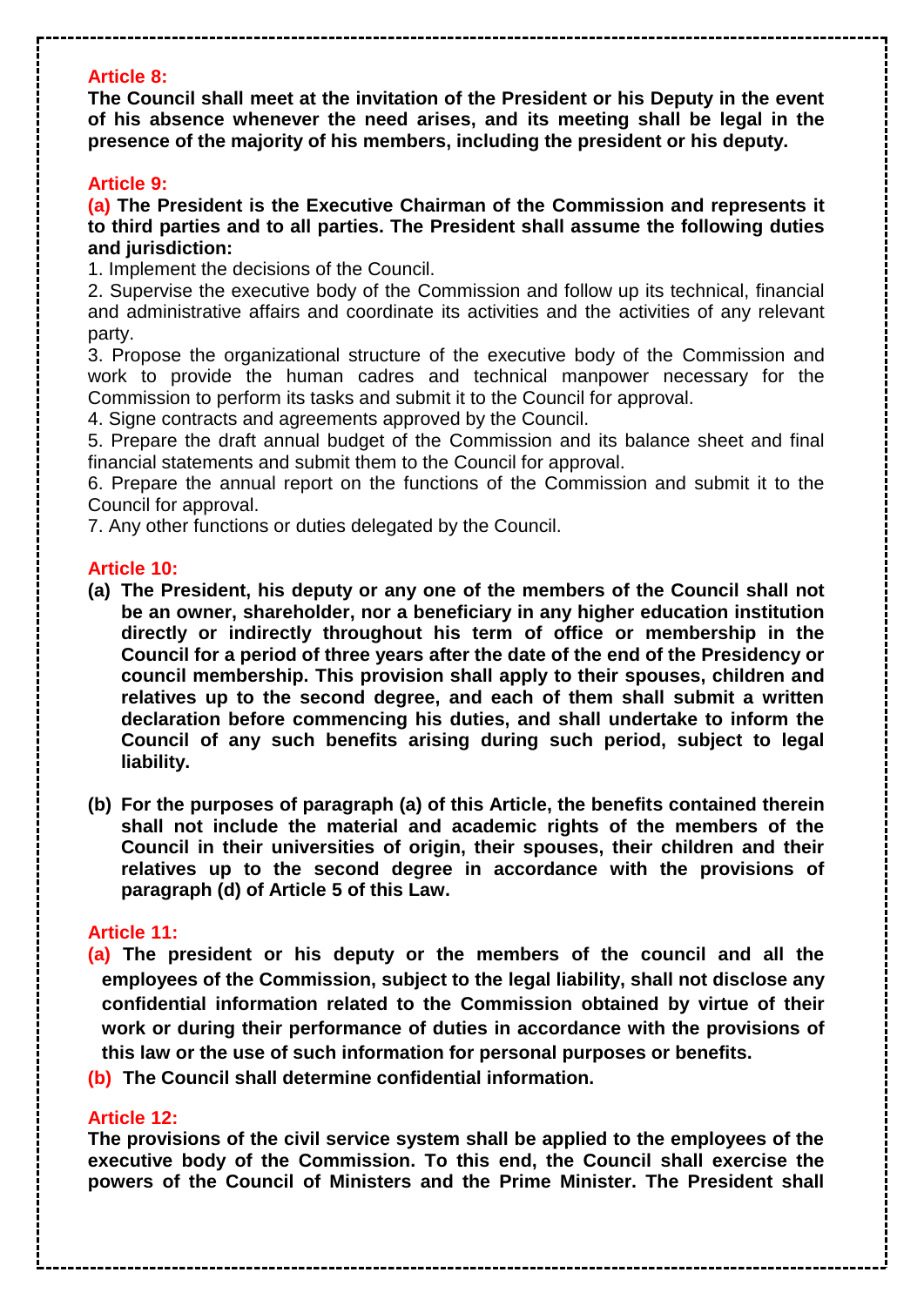**Article 8:**

**The Council shall meet at the invitation of the President or his Deputy in the event of his absence whenever the need arises, and its meeting shall be legal in the presence of the majority of his members, including the president or his deputy.**

**Article 9:**

**(a) The President is the Executive Chairman of the Commission and represents it to third parties and to all parties. The President shall assume the following duties and jurisdiction:**

1. Implement the decisions of the Council.
2. Supervise the executive body of the Commission and follow up its technical, financial and administrative affairs and coordinate its activities and the activities of any relevant party.
3. Propose the organizational structure of the executive body of the Commission and work to provide the human cadres and technical manpower necessary for the Commission to perform its tasks and submit it to the Council for approval.
4. Signe contracts and agreements approved by the Council.
5. Prepare the draft annual budget of the Commission and its balance sheet and final financial statements and submit them to the Council for approval.
6. Prepare the annual report on the functions of the Commission and submit it to the Council for approval.
7. Any other functions or duties delegated by the Council.

**Article 10:**

**(a) The President, his deputy or any one of the members of the Council shall not be an owner, shareholder, nor a beneficiary in any higher education institution directly or indirectly throughout his term of office or membership in the Council for a period of three years after the date of the end of the Presidency or council membership. This provision shall apply to their spouses, children and relatives up to the second degree, and each of them shall submit a written declaration before commencing his duties, and shall undertake to inform the Council of any such benefits arising during such period, subject to legal liability.**

**(b) For the purposes of paragraph (a) of this Article, the benefits contained therein shall not include the material and academic rights of the members of the Council in their universities of origin, their spouses, their children and their relatives up to the second degree in accordance with the provisions of paragraph (d) of Article 5 of this Law.**

**Article 11:**

**(a) The president or his deputy or the members of the council and all the employees of the Commission, subject to the legal liability, shall not disclose any confidential information related to the Commission obtained by virtue of their work or during their performance of duties in accordance with the provisions of this law or the use of such information for personal purposes or benefits.**

**(b) The Council shall determine confidential information.**

**Article 12:**

**The provisions of the civil service system shall be applied to the employees of the executive body of the Commission. To this end, the Council shall exercise the powers of the Council of Ministers and the Prime Minister. The President shall**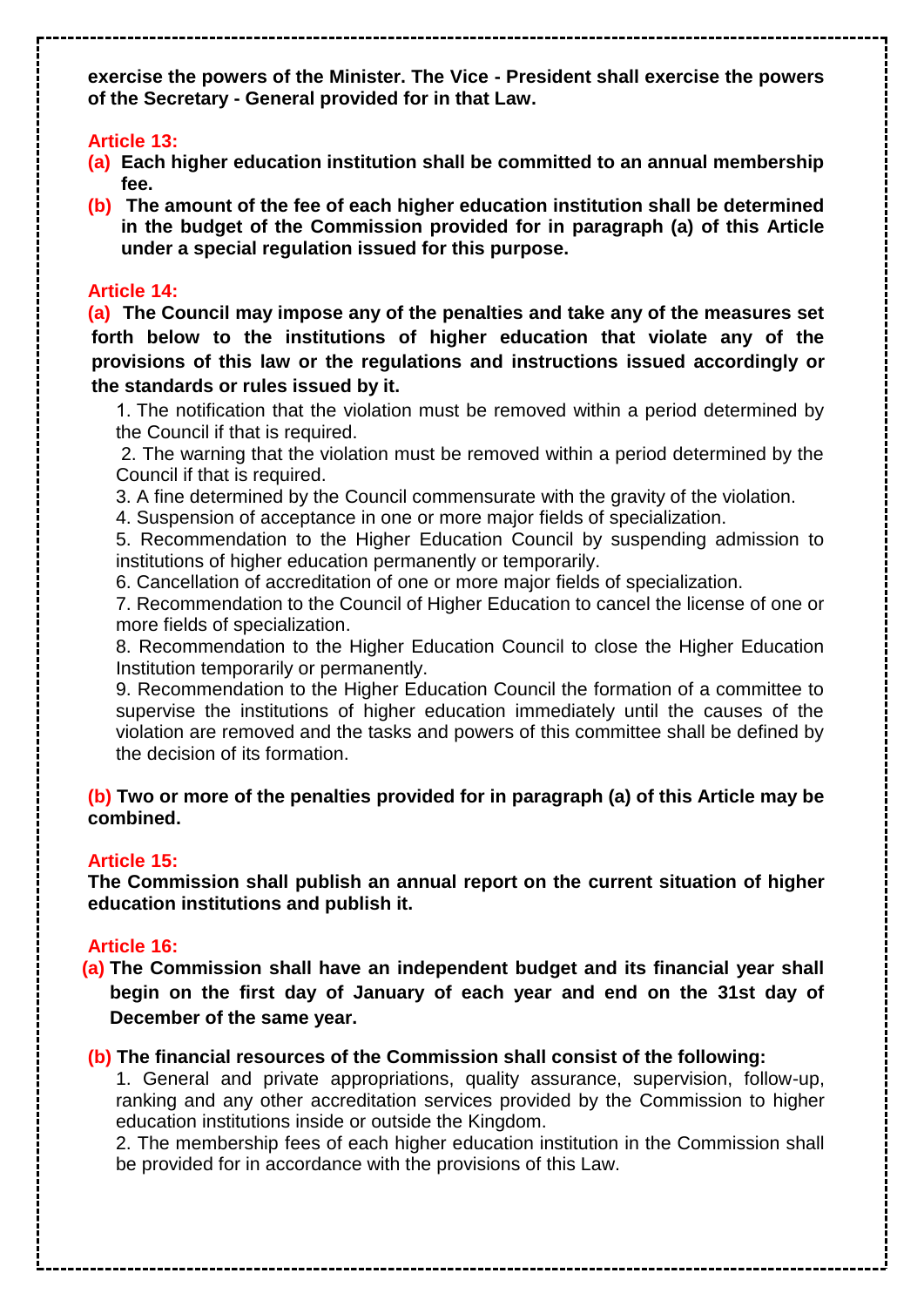**exercise the powers of the Minister. The Vice - President shall exercise the powers of the Secretary - General provided for in that Law.**

### Article 13:

**(a) Each higher education institution shall be committed to an annual membership fee.**

**(b) The amount of the fee of each higher education institution shall be determined in the budget of the Commission provided for in paragraph (a) of this Article under a special regulation issued for this purpose.**

### Article 14:

**(a) The Council may impose any of the penalties and take any of the measures set forth below to the institutions of higher education that violate any of the provisions of this law or the regulations and instructions issued accordingly or the standards or rules issued by it.**

1. The notification that the violation must be removed within a period determined by the Council if that is required.
2. The warning that the violation must be removed within a period determined by the Council if that is required.
3. A fine determined by the Council commensurate with the gravity of the violation.
4. Suspension of acceptance in one or more major fields of specialization.
5. Recommendation to the Higher Education Council by suspending admission to institutions of higher education permanently or temporarily.
6. Cancellation of accreditation of one or more major fields of specialization.
7. Recommendation to the Council of Higher Education to cancel the license of one or more fields of specialization.
8. Recommendation to the Higher Education Council to close the Higher Education Institution temporarily or permanently.
9. Recommendation to the Higher Education Council the formation of a committee to supervise the institutions of higher education immediately until the causes of the violation are removed and the tasks and powers of this committee shall be defined by the decision of its formation.

**(b) Two or more of the penalties provided for in paragraph (a) of this Article may be combined.**

### Article 15:

**The Commission shall publish an annual report on the current situation of higher education institutions and publish it.**

### Article 16:

**(a) The Commission shall have an independent budget and its financial year shall begin on the first day of January of each year and end on the 31st day of December of the same year.**

**(b) The financial resources of the Commission shall consist of the following:**

1. General and private appropriations, quality assurance, supervision, follow-up, ranking and any other accreditation services provided by the Commission to higher education institutions inside or outside the Kingdom.
2. The membership fees of each higher education institution in the Commission shall be provided for in accordance with the provisions of this Law.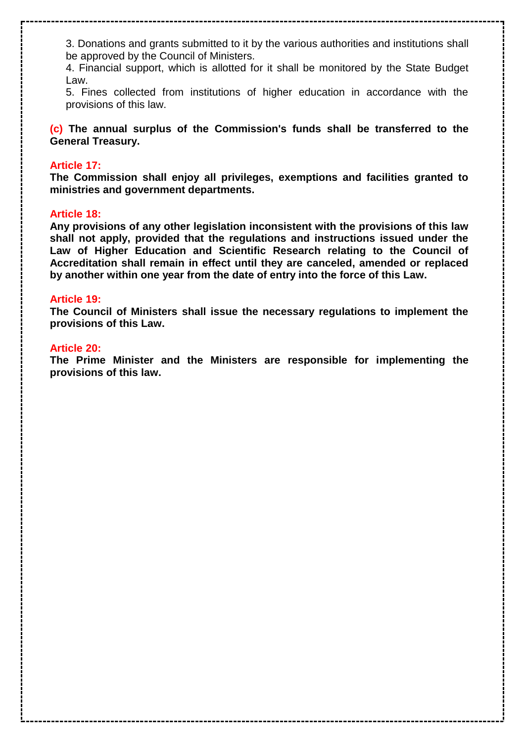3. Donations and grants submitted to it by the various authorities and institutions shall be approved by the Council of Ministers.
4. Financial support, which is allotted for it shall be monitored by the State Budget Law.
5. Fines collected from institutions of higher education in accordance with the provisions of this law.

**(c) The annual surplus of the Commission's funds shall be transferred to the General Treasury.**

**Article 17:**

**The Commission shall enjoy all privileges, exemptions and facilities granted to ministries and government departments.**

**Article 18:**

**Any provisions of any other legislation inconsistent with the provisions of this law shall not apply, provided that the regulations and instructions issued under the Law of Higher Education and Scientific Research relating to the Council of Accreditation shall remain in effect until they are canceled, amended or replaced by another within one year from the date of entry into the force of this Law.**

**Article 19:**

**The Council of Ministers shall issue the necessary regulations to implement the provisions of this Law.**

**Article 20:**

**The Prime Minister and the Ministers are responsible for implementing the provisions of this law.**